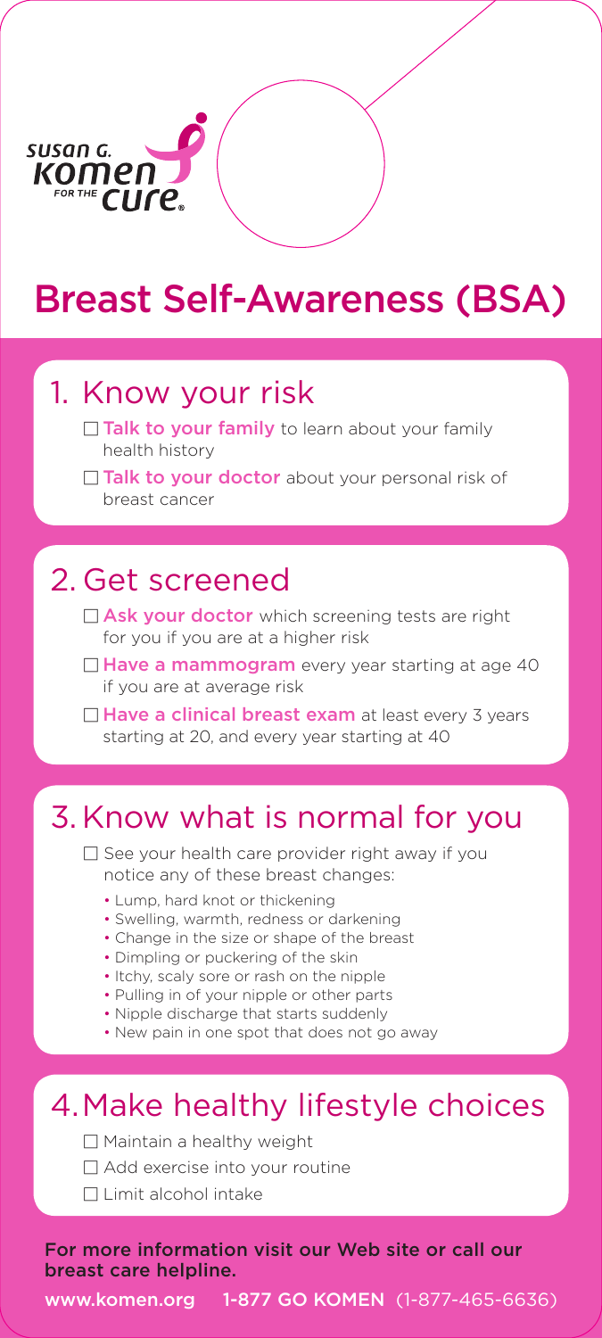susan G. Komen for the Cure®

# Breast Self-Awareness (BSA)

## 1. Know your risk

- ☐ **Talk to your family** to learn about your family health history
- ☐ **Talk to your doctor** about your personal risk of breast cancer

## 2. Get screened

- ☐ **Ask your doctor** which screening tests are right for you if you are at a higher risk
- ☐ **Have a mammogram** every year starting at age 40 if you are at average risk
- ☐ **Have a clinical breast exam** at least every 3 years starting at 20, and every year starting at 40

## 3. Know what is normal for you

- ☐ See your health care provider right away if you notice any of these breast changes:
  - Lump, hard knot or thickening
  - Swelling, warmth, redness or darkening
  - Change in the size or shape of the breast
  - Dimpling or puckering of the skin
  - Itchy, scaly sore or rash on the nipple
  - Pulling in of your nipple or other parts
  - Nipple discharge that starts suddenly
  - New pain in one spot that does not go away

## 4. Make healthy lifestyle choices

- ☐ Maintain a healthy weight
- ☐ Add exercise into your routine
- ☐ Limit alcohol intake

**For more information visit our Web site or call our breast care helpline.**

**www.komen.org** **1-877 GO KOMEN** (1-877-465-6636)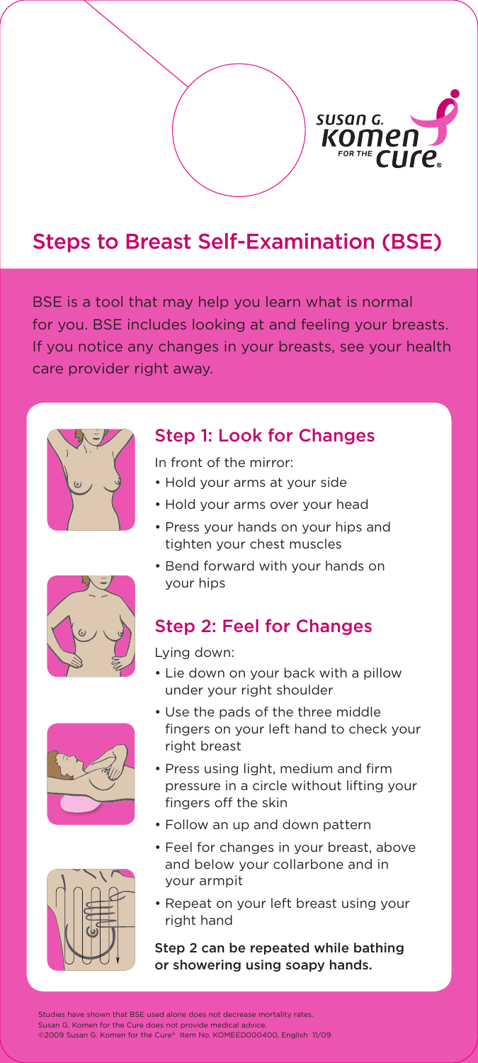susan G. Komen for the cure®

# Steps to Breast Self-Examination (BSE)

BSE is a tool that may help you learn what is normal for you. BSE includes looking at and feeling your breasts. If you notice any changes in your breasts, see your health care provider right away.

## Step 1: Look for Changes

In front of the mirror:

- Hold your arms at your side
- Hold your arms over your head
- Press your hands on your hips and tighten your chest muscles
- Bend forward with your hands on your hips

## Step 2: Feel for Changes

Lying down:

- Lie down on your back with a pillow under your right shoulder
- Use the pads of the three middle fingers on your left hand to check your right breast
- Press using light, medium and firm pressure in a circle without lifting your fingers off the skin
- Follow an up and down pattern
- Feel for changes in your breast, above and below your collarbone and in your armpit
- Repeat on your left breast using your right hand

Step 2 can be repeated while bathing or showering using soapy hands.

Studies have shown that BSE used alone does not decrease mortality rates.
Susan G. Komen for the Cure does not provide medical advice.
©2009 Susan G. Komen for the Cure® Item No. KOMEED000400, English 11/09